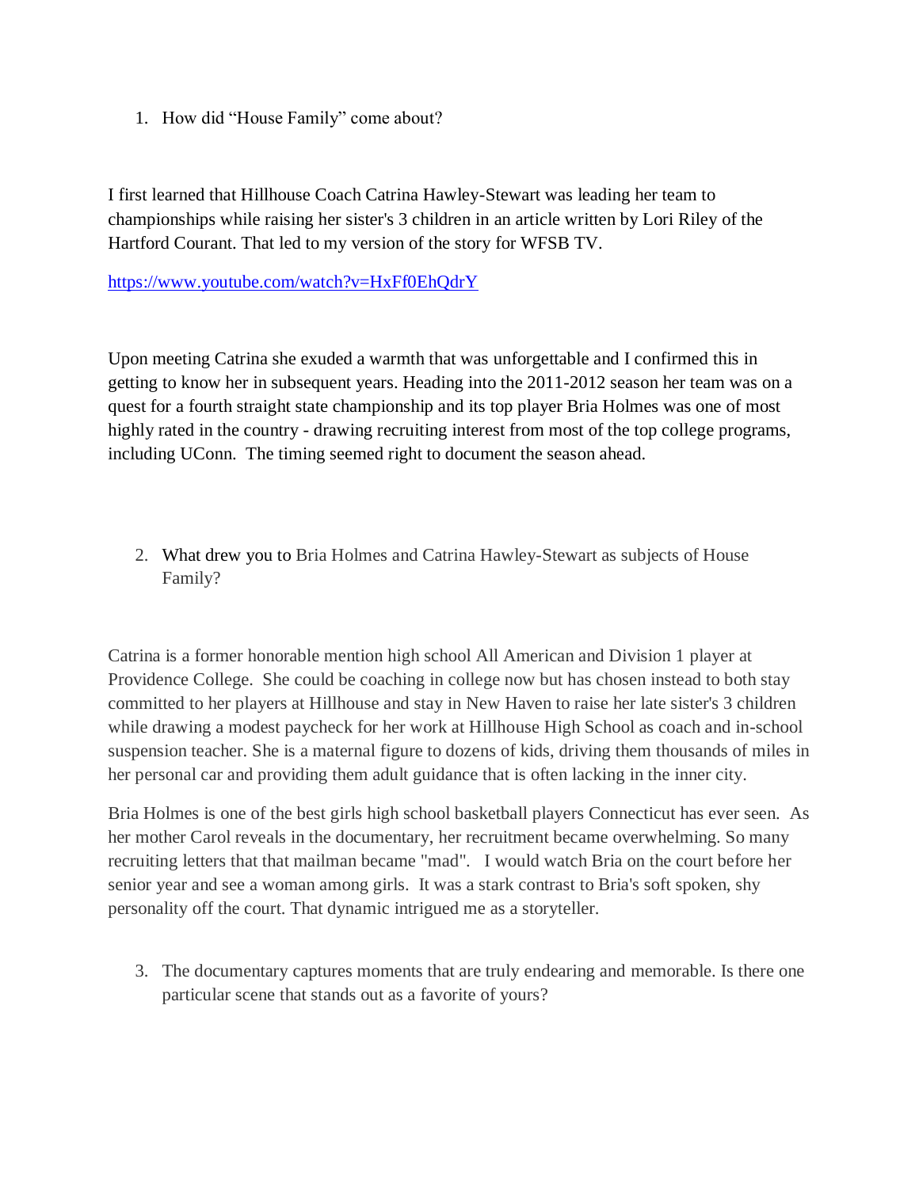1. How did "House Family" come about?

I first learned that Hillhouse Coach Catrina Hawley-Stewart was leading her team to championships while raising her sister's 3 children in an article written by Lori Riley of the Hartford Courant. That led to my version of the story for WFSB TV.

https://www.youtube.com/watch?v=HxFf0EhQdrY

Upon meeting Catrina she exuded a warmth that was unforgettable and I confirmed this in getting to know her in subsequent years. Heading into the 2011-2012 season her team was on a quest for a fourth straight state championship and its top player Bria Holmes was one of most highly rated in the country - drawing recruiting interest from most of the top college programs, including UConn. The timing seemed right to document the season ahead.

2. What drew you to Bria Holmes and Catrina Hawley-Stewart as subjects of House Family?

Catrina is a former honorable mention high school All American and Division 1 player at Providence College. She could be coaching in college now but has chosen instead to both stay committed to her players at Hillhouse and stay in New Haven to raise her late sister's 3 children while drawing a modest paycheck for her work at Hillhouse High School as coach and in-school suspension teacher. She is a maternal figure to dozens of kids, driving them thousands of miles in her personal car and providing them adult guidance that is often lacking in the inner city.

Bria Holmes is one of the best girls high school basketball players Connecticut has ever seen. As her mother Carol reveals in the documentary, her recruitment became overwhelming. So many recruiting letters that that mailman became "mad". I would watch Bria on the court before her senior year and see a woman among girls. It was a stark contrast to Bria's soft spoken, shy personality off the court. That dynamic intrigued me as a storyteller.

3. The documentary captures moments that are truly endearing and memorable. Is there one particular scene that stands out as a favorite of yours?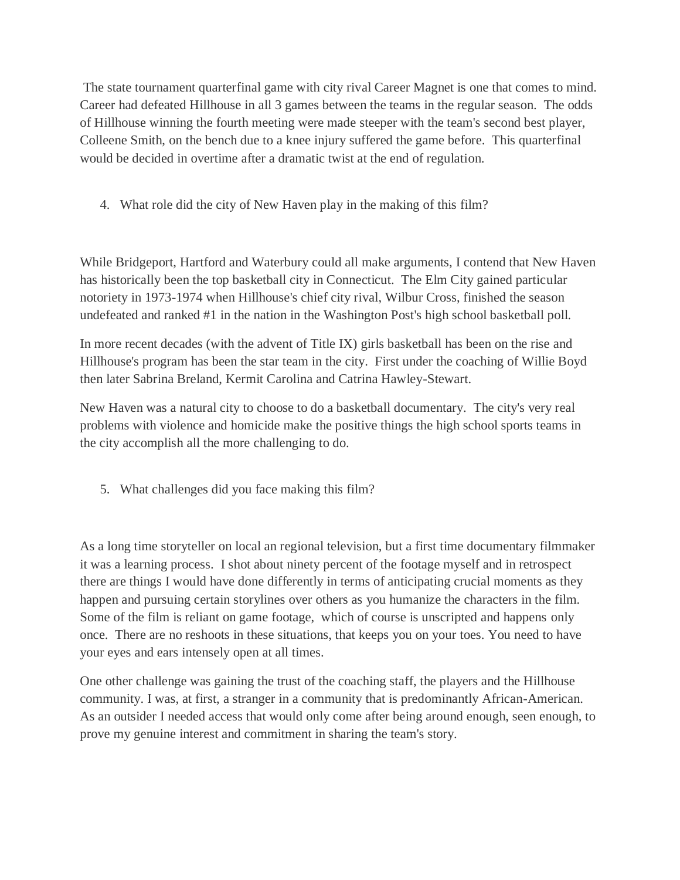The state tournament quarterfinal game with city rival Career Magnet is one that comes to mind. Career had defeated Hillhouse in all 3 games between the teams in the regular season. The odds of Hillhouse winning the fourth meeting were made steeper with the team's second best player, Colleene Smith, on the bench due to a knee injury suffered the game before. This quarterfinal would be decided in overtime after a dramatic twist at the end of regulation.

4. What role did the city of New Haven play in the making of this film?

While Bridgeport, Hartford and Waterbury could all make arguments, I contend that New Haven has historically been the top basketball city in Connecticut. The Elm City gained particular notoriety in 1973-1974 when Hillhouse's chief city rival, Wilbur Cross, finished the season undefeated and ranked #1 in the nation in the Washington Post's high school basketball poll.

In more recent decades (with the advent of Title IX) girls basketball has been on the rise and Hillhouse's program has been the star team in the city. First under the coaching of Willie Boyd then later Sabrina Breland, Kermit Carolina and Catrina Hawley-Stewart.

New Haven was a natural city to choose to do a basketball documentary. The city's very real problems with violence and homicide make the positive things the high school sports teams in the city accomplish all the more challenging to do.

5. What challenges did you face making this film?

As a long time storyteller on local an regional television, but a first time documentary filmmaker it was a learning process. I shot about ninety percent of the footage myself and in retrospect there are things I would have done differently in terms of anticipating crucial moments as they happen and pursuing certain storylines over others as you humanize the characters in the film. Some of the film is reliant on game footage, which of course is unscripted and happens only once. There are no reshoots in these situations, that keeps you on your toes. You need to have your eyes and ears intensely open at all times.

One other challenge was gaining the trust of the coaching staff, the players and the Hillhouse community. I was, at first, a stranger in a community that is predominantly African-American. As an outsider I needed access that would only come after being around enough, seen enough, to prove my genuine interest and commitment in sharing the team's story.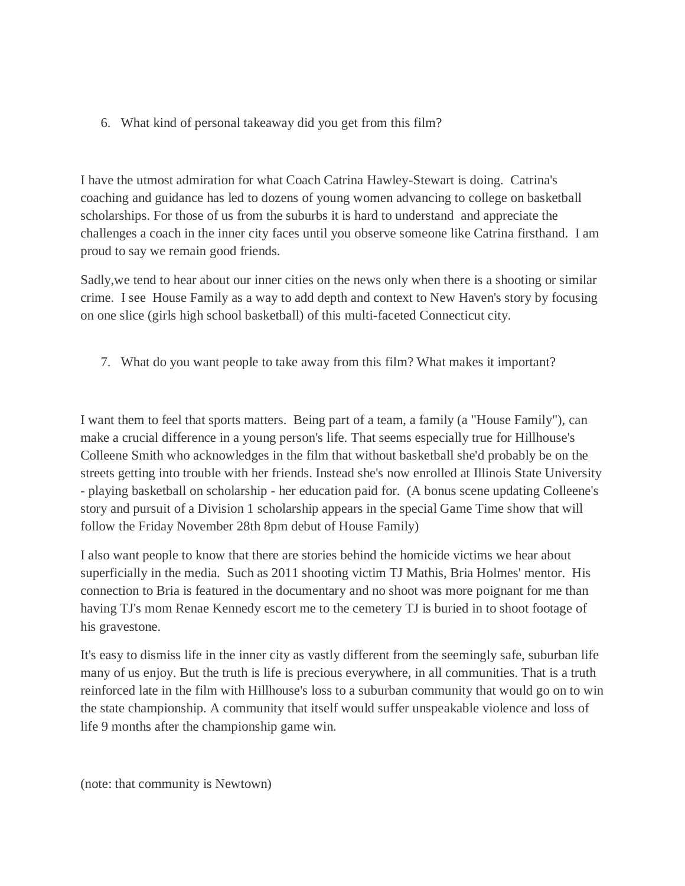6. What kind of personal takeaway did you get from this film?

I have the utmost admiration for what Coach Catrina Hawley-Stewart is doing. Catrina's coaching and guidance has led to dozens of young women advancing to college on basketball scholarships. For those of us from the suburbs it is hard to understand and appreciate the challenges a coach in the inner city faces until you observe someone like Catrina firsthand. I am proud to say we remain good friends.

Sadly,we tend to hear about our inner cities on the news only when there is a shooting or similar crime. I see House Family as a way to add depth and context to New Haven's story by focusing on one slice (girls high school basketball) of this multi-faceted Connecticut city.

7. What do you want people to take away from this film? What makes it important?

I want them to feel that sports matters. Being part of a team, a family (a "House Family"), can make a crucial difference in a young person's life. That seems especially true for Hillhouse's Colleene Smith who acknowledges in the film that without basketball she'd probably be on the streets getting into trouble with her friends. Instead she's now enrolled at Illinois State University - playing basketball on scholarship - her education paid for. (A bonus scene updating Colleene's story and pursuit of a Division 1 scholarship appears in the special Game Time show that will follow the Friday November 28th 8pm debut of House Family)

I also want people to know that there are stories behind the homicide victims we hear about superficially in the media. Such as 2011 shooting victim TJ Mathis, Bria Holmes' mentor. His connection to Bria is featured in the documentary and no shoot was more poignant for me than having TJ's mom Renae Kennedy escort me to the cemetery TJ is buried in to shoot footage of his gravestone.

It's easy to dismiss life in the inner city as vastly different from the seemingly safe, suburban life many of us enjoy. But the truth is life is precious everywhere, in all communities. That is a truth reinforced late in the film with Hillhouse's loss to a suburban community that would go on to win the state championship. A community that itself would suffer unspeakable violence and loss of life 9 months after the championship game win.

(note: that community is Newtown)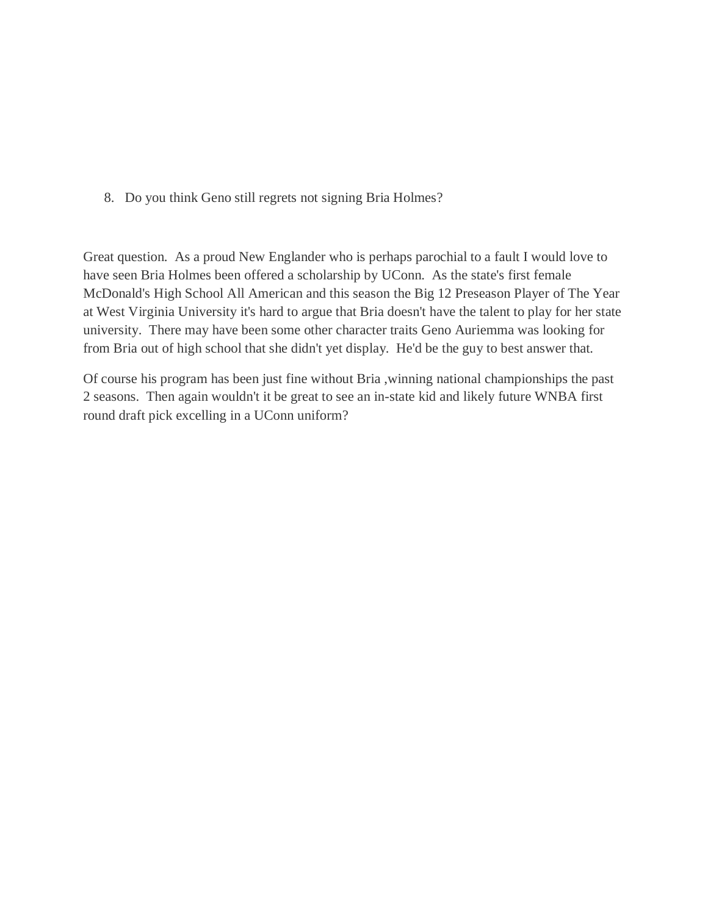8. Do you think Geno still regrets not signing Bria Holmes?

Great question. As a proud New Englander who is perhaps parochial to a fault I would love to have seen Bria Holmes been offered a scholarship by UConn. As the state's first female McDonald's High School All American and this season the Big 12 Preseason Player of The Year at West Virginia University it's hard to argue that Bria doesn't have the talent to play for her state university. There may have been some other character traits Geno Auriemma was looking for from Bria out of high school that she didn't yet display. He'd be the guy to best answer that.

Of course his program has been just fine without Bria ,winning national championships the past 2 seasons. Then again wouldn't it be great to see an in-state kid and likely future WNBA first round draft pick excelling in a UConn uniform?